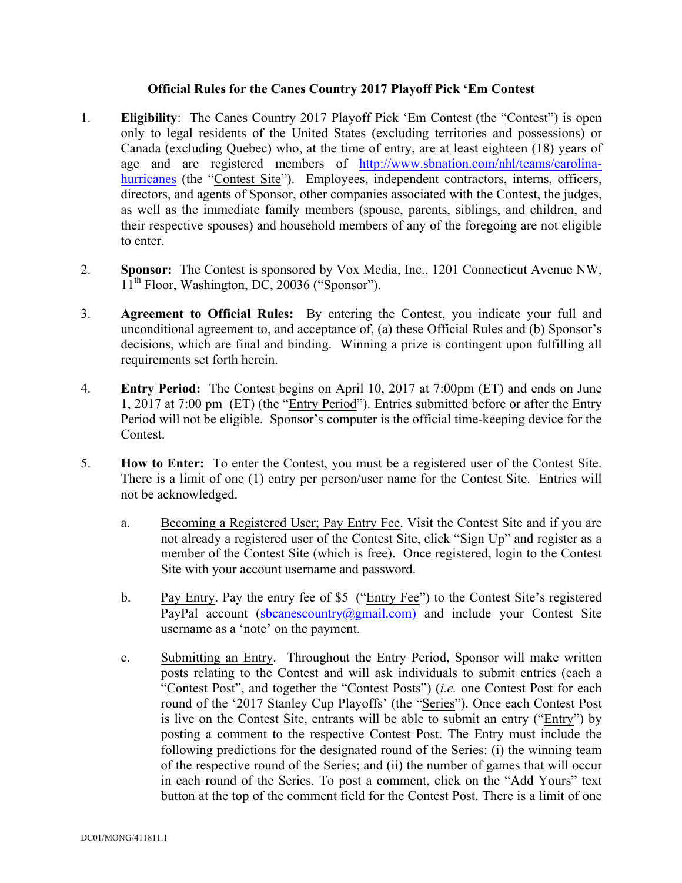**Official Rules for the Canes Country 2017 Playoff Pick 'Em Contest**

1. **Eligibility**: The Canes Country 2017 Playoff Pick 'Em Contest (the "Contest") is open only to legal residents of the United States (excluding territories and possessions) or Canada (excluding Quebec) who, at the time of entry, are at least eighteen (18) years of age and are registered members of http://www.sbnation.com/nhl/teams/carolina-hurricanes (the "Contest Site"). Employees, independent contractors, interns, officers, directors, and agents of Sponsor, other companies associated with the Contest, the judges, as well as the immediate family members (spouse, parents, siblings, and children, and their respective spouses) and household members of any of the foregoing are not eligible to enter.

2. **Sponsor:** The Contest is sponsored by Vox Media, Inc., 1201 Connecticut Avenue NW, 11th Floor, Washington, DC, 20036 ("Sponsor").

3. **Agreement to Official Rules:** By entering the Contest, you indicate your full and unconditional agreement to, and acceptance of, (a) these Official Rules and (b) Sponsor's decisions, which are final and binding. Winning a prize is contingent upon fulfilling all requirements set forth herein.

4. **Entry Period:** The Contest begins on April 10, 2017 at 7:00pm (ET) and ends on June 1, 2017 at 7:00 pm (ET) (the "Entry Period"). Entries submitted before or after the Entry Period will not be eligible. Sponsor's computer is the official time-keeping device for the Contest.

5. **How to Enter:** To enter the Contest, you must be a registered user of the Contest Site. There is a limit of one (1) entry per person/user name for the Contest Site. Entries will not be acknowledged.

   a. Becoming a Registered User; Pay Entry Fee. Visit the Contest Site and if you are not already a registered user of the Contest Site, click "Sign Up" and register as a member of the Contest Site (which is free). Once registered, login to the Contest Site with your account username and password.

   b. Pay Entry. Pay the entry fee of $5 ("Entry Fee") to the Contest Site's registered PayPal account (sbcanescountry@gmail.com) and include your Contest Site username as a 'note' on the payment.

   c. Submitting an Entry. Throughout the Entry Period, Sponsor will make written posts relating to the Contest and will ask individuals to submit entries (each a "Contest Post", and together the "Contest Posts") (*i.e.* one Contest Post for each round of the '2017 Stanley Cup Playoffs' (the "Series"). Once each Contest Post is live on the Contest Site, entrants will be able to submit an entry ("Entry") by posting a comment to the respective Contest Post. The Entry must include the following predictions for the designated round of the Series: (i) the winning team of the respective round of the Series; and (ii) the number of games that will occur in each round of the Series. To post a comment, click on the "Add Yours" text button at the top of the comment field for the Contest Post. There is a limit of one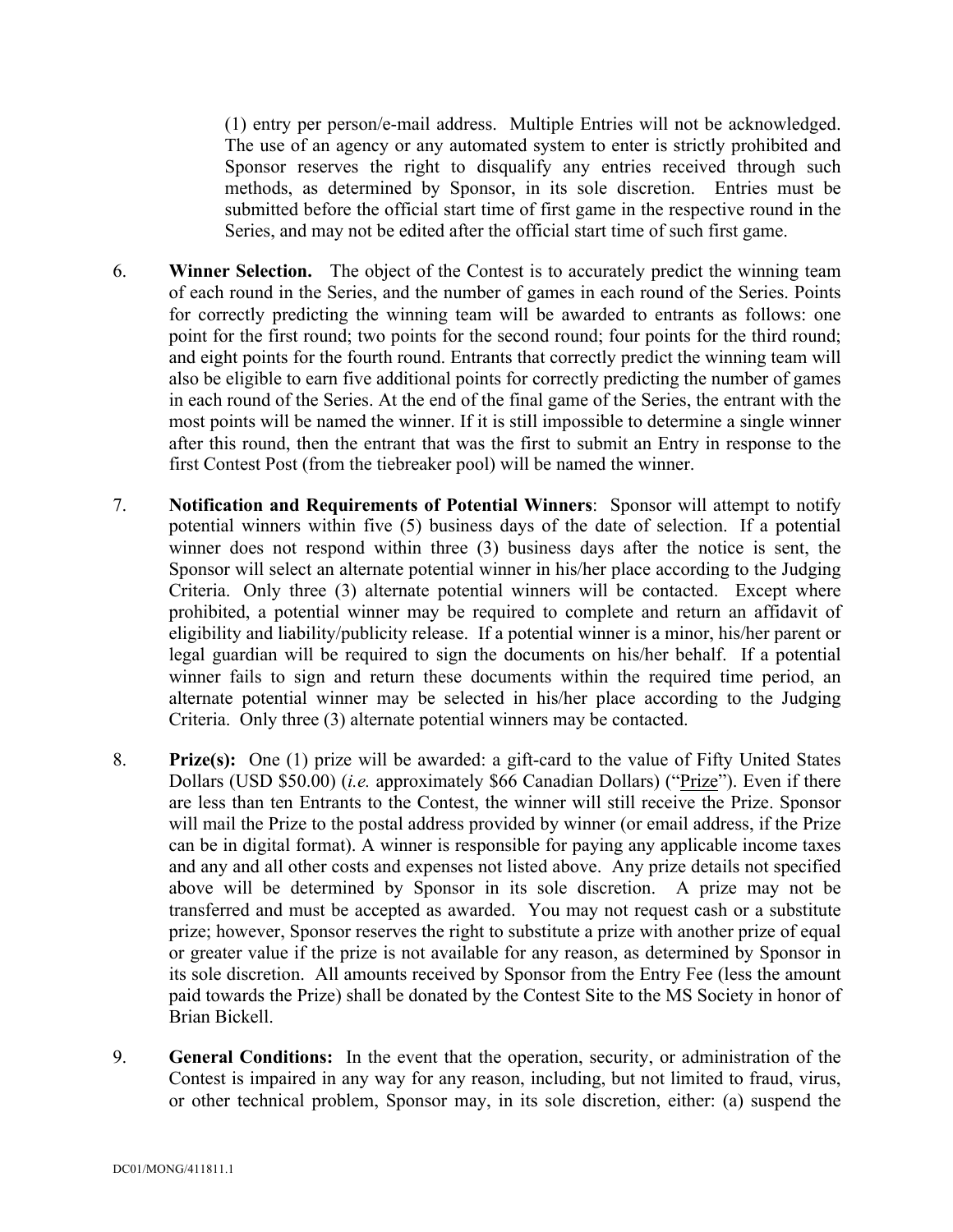(1) entry per person/e-mail address. Multiple Entries will not be acknowledged. The use of an agency or any automated system to enter is strictly prohibited and Sponsor reserves the right to disqualify any entries received through such methods, as determined by Sponsor, in its sole discretion. Entries must be submitted before the official start time of first game in the respective round in the Series, and may not be edited after the official start time of such first game.

6. **Winner Selection.** The object of the Contest is to accurately predict the winning team of each round in the Series, and the number of games in each round of the Series. Points for correctly predicting the winning team will be awarded to entrants as follows: one point for the first round; two points for the second round; four points for the third round; and eight points for the fourth round. Entrants that correctly predict the winning team will also be eligible to earn five additional points for correctly predicting the number of games in each round of the Series. At the end of the final game of the Series, the entrant with the most points will be named the winner. If it is still impossible to determine a single winner after this round, then the entrant that was the first to submit an Entry in response to the first Contest Post (from the tiebreaker pool) will be named the winner.

7. **Notification and Requirements of Potential Winners**: Sponsor will attempt to notify potential winners within five (5) business days of the date of selection. If a potential winner does not respond within three (3) business days after the notice is sent, the Sponsor will select an alternate potential winner in his/her place according to the Judging Criteria. Only three (3) alternate potential winners will be contacted. Except where prohibited, a potential winner may be required to complete and return an affidavit of eligibility and liability/publicity release. If a potential winner is a minor, his/her parent or legal guardian will be required to sign the documents on his/her behalf. If a potential winner fails to sign and return these documents within the required time period, an alternate potential winner may be selected in his/her place according to the Judging Criteria. Only three (3) alternate potential winners may be contacted.

8. **Prize(s):** One (1) prize will be awarded: a gift-card to the value of Fifty United States Dollars (USD $50.00) (*i.e.* approximately $66 Canadian Dollars) ("Prize"). Even if there are less than ten Entrants to the Contest, the winner will still receive the Prize. Sponsor will mail the Prize to the postal address provided by winner (or email address, if the Prize can be in digital format). A winner is responsible for paying any applicable income taxes and any and all other costs and expenses not listed above. Any prize details not specified above will be determined by Sponsor in its sole discretion. A prize may not be transferred and must be accepted as awarded. You may not request cash or a substitute prize; however, Sponsor reserves the right to substitute a prize with another prize of equal or greater value if the prize is not available for any reason, as determined by Sponsor in its sole discretion. All amounts received by Sponsor from the Entry Fee (less the amount paid towards the Prize) shall be donated by the Contest Site to the MS Society in honor of Brian Bickell.

9. **General Conditions:** In the event that the operation, security, or administration of the Contest is impaired in any way for any reason, including, but not limited to fraud, virus, or other technical problem, Sponsor may, in its sole discretion, either: (a) suspend the

DC01/MONG/411811.1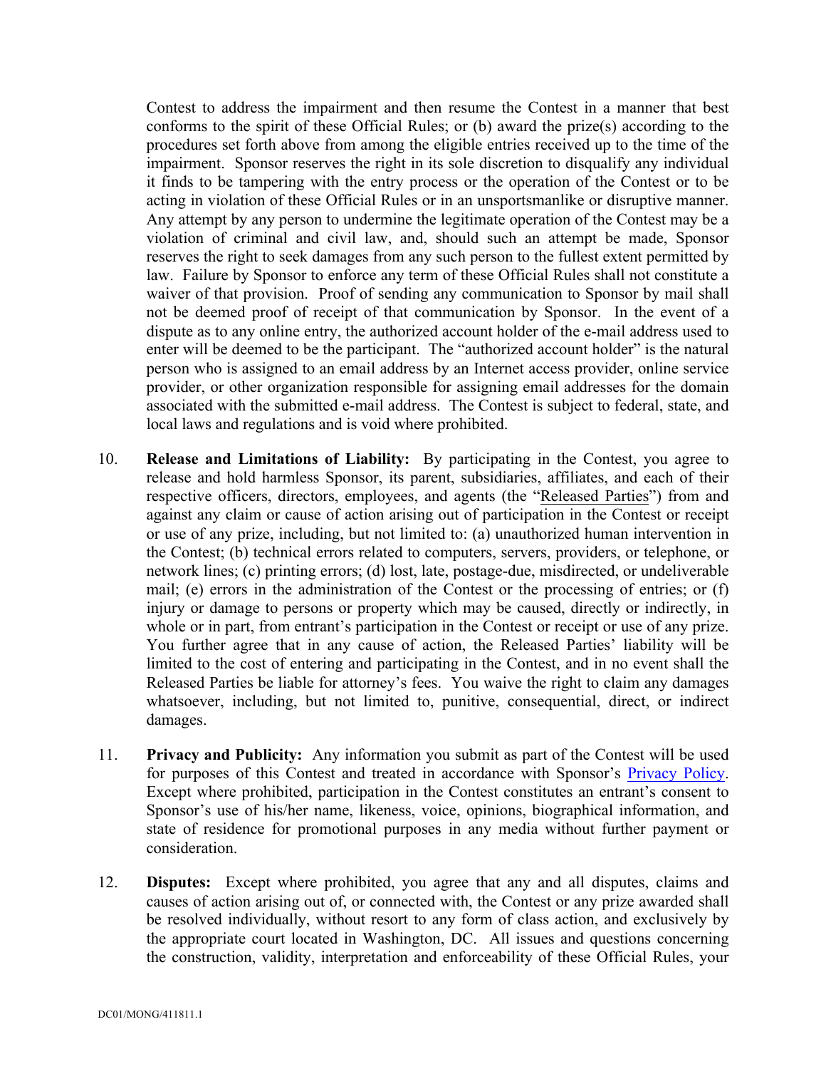Contest to address the impairment and then resume the Contest in a manner that best conforms to the spirit of these Official Rules; or (b) award the prize(s) according to the procedures set forth above from among the eligible entries received up to the time of the impairment. Sponsor reserves the right in its sole discretion to disqualify any individual it finds to be tampering with the entry process or the operation of the Contest or to be acting in violation of these Official Rules or in an unsportsmanlike or disruptive manner. Any attempt by any person to undermine the legitimate operation of the Contest may be a violation of criminal and civil law, and, should such an attempt be made, Sponsor reserves the right to seek damages from any such person to the fullest extent permitted by law. Failure by Sponsor to enforce any term of these Official Rules shall not constitute a waiver of that provision. Proof of sending any communication to Sponsor by mail shall not be deemed proof of receipt of that communication by Sponsor. In the event of a dispute as to any online entry, the authorized account holder of the e-mail address used to enter will be deemed to be the participant. The "authorized account holder" is the natural person who is assigned to an email address by an Internet access provider, online service provider, or other organization responsible for assigning email addresses for the domain associated with the submitted e-mail address. The Contest is subject to federal, state, and local laws and regulations and is void where prohibited.

10. **Release and Limitations of Liability:** By participating in the Contest, you agree to release and hold harmless Sponsor, its parent, subsidiaries, affiliates, and each of their respective officers, directors, employees, and agents (the "Released Parties") from and against any claim or cause of action arising out of participation in the Contest or receipt or use of any prize, including, but not limited to: (a) unauthorized human intervention in the Contest; (b) technical errors related to computers, servers, providers, or telephone, or network lines; (c) printing errors; (d) lost, late, postage-due, misdirected, or undeliverable mail; (e) errors in the administration of the Contest or the processing of entries; or (f) injury or damage to persons or property which may be caused, directly or indirectly, in whole or in part, from entrant's participation in the Contest or receipt or use of any prize. You further agree that in any cause of action, the Released Parties' liability will be limited to the cost of entering and participating in the Contest, and in no event shall the Released Parties be liable for attorney's fees. You waive the right to claim any damages whatsoever, including, but not limited to, punitive, consequential, direct, or indirect damages.

11. **Privacy and Publicity:** Any information you submit as part of the Contest will be used for purposes of this Contest and treated in accordance with Sponsor's Privacy Policy. Except where prohibited, participation in the Contest constitutes an entrant's consent to Sponsor's use of his/her name, likeness, voice, opinions, biographical information, and state of residence for promotional purposes in any media without further payment or consideration.

12. **Disputes:** Except where prohibited, you agree that any and all disputes, claims and causes of action arising out of, or connected with, the Contest or any prize awarded shall be resolved individually, without resort to any form of class action, and exclusively by the appropriate court located in Washington, DC. All issues and questions concerning the construction, validity, interpretation and enforceability of these Official Rules, your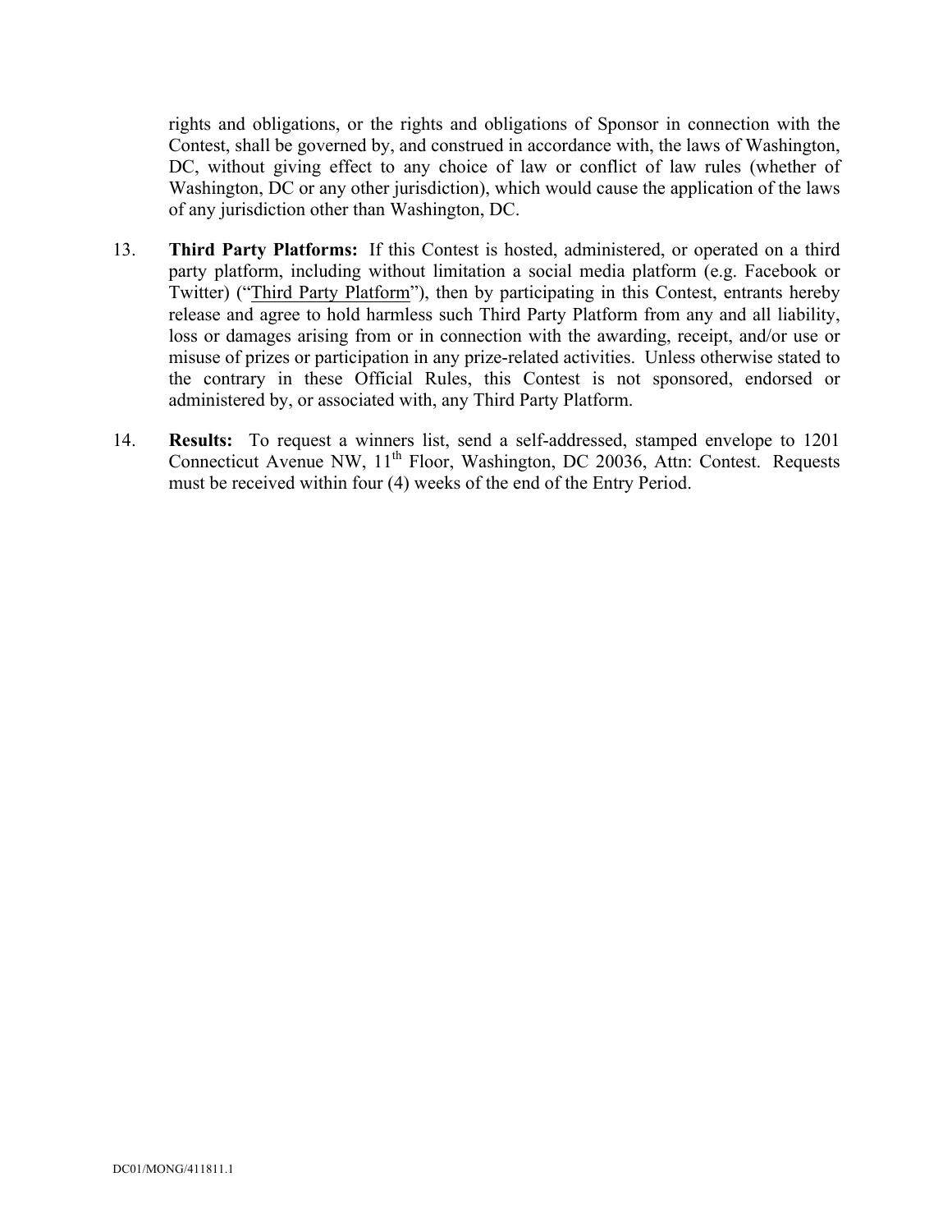rights and obligations, or the rights and obligations of Sponsor in connection with the Contest, shall be governed by, and construed in accordance with, the laws of Washington, DC, without giving effect to any choice of law or conflict of law rules (whether of Washington, DC or any other jurisdiction), which would cause the application of the laws of any jurisdiction other than Washington, DC.

13. **Third Party Platforms:** If this Contest is hosted, administered, or operated on a third party platform, including without limitation a social media platform (e.g. Facebook or Twitter) ("Third Party Platform"), then by participating in this Contest, entrants hereby release and agree to hold harmless such Third Party Platform from any and all liability, loss or damages arising from or in connection with the awarding, receipt, and/or use or misuse of prizes or participation in any prize-related activities. Unless otherwise stated to the contrary in these Official Rules, this Contest is not sponsored, endorsed or administered by, or associated with, any Third Party Platform.

14. **Results:** To request a winners list, send a self-addressed, stamped envelope to 1201 Connecticut Avenue NW, 11th Floor, Washington, DC 20036, Attn: Contest. Requests must be received within four (4) weeks of the end of the Entry Period.

DC01/MONG/411811.1